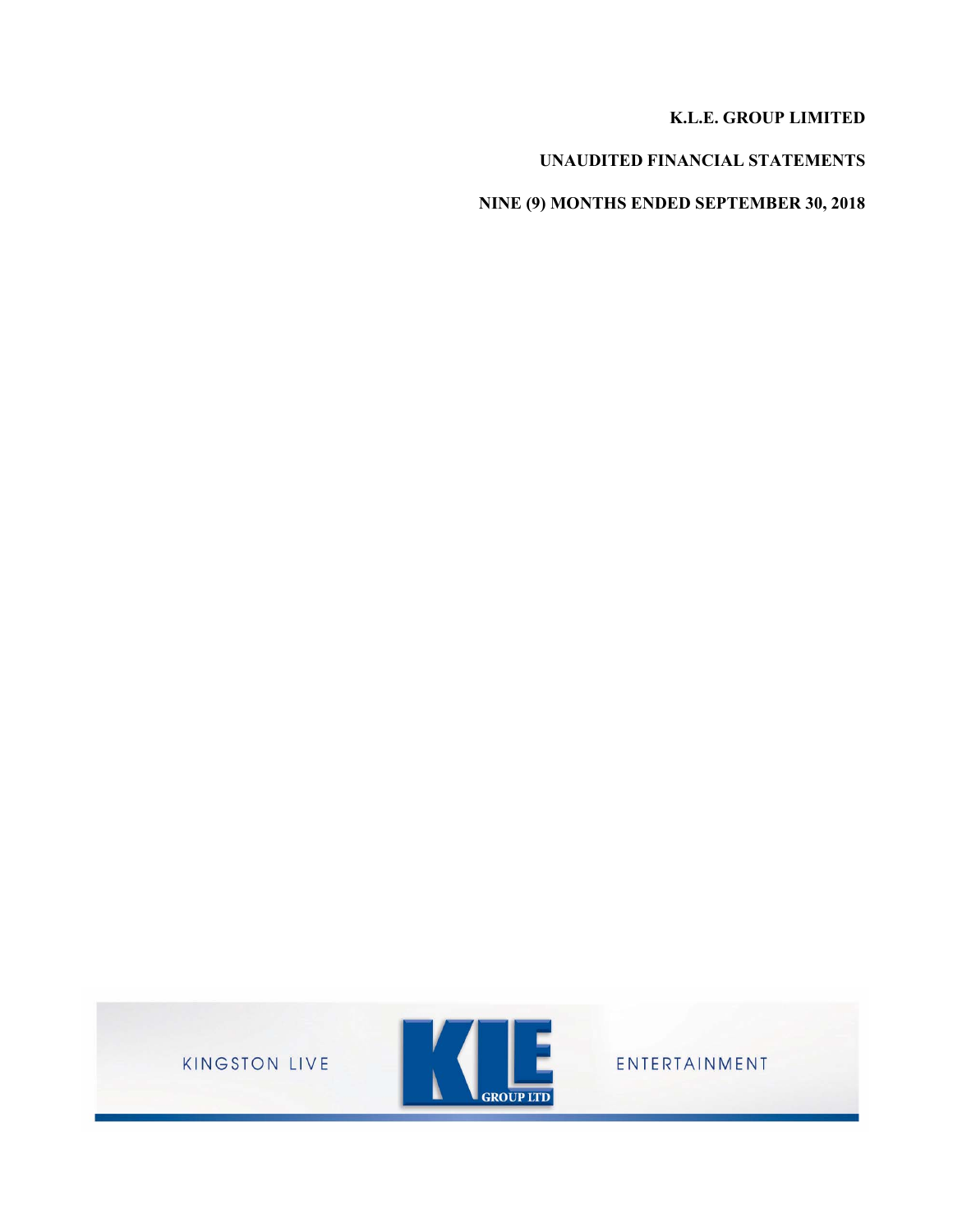# K.L.E. GROUP LIMITED

## UNAUDITED FINANCIAL STATEMENTS

## NINE (9) MONTHS ENDED SEPTEMBER 30, 2018

KINGSTON LIVE ENTERTAINMENT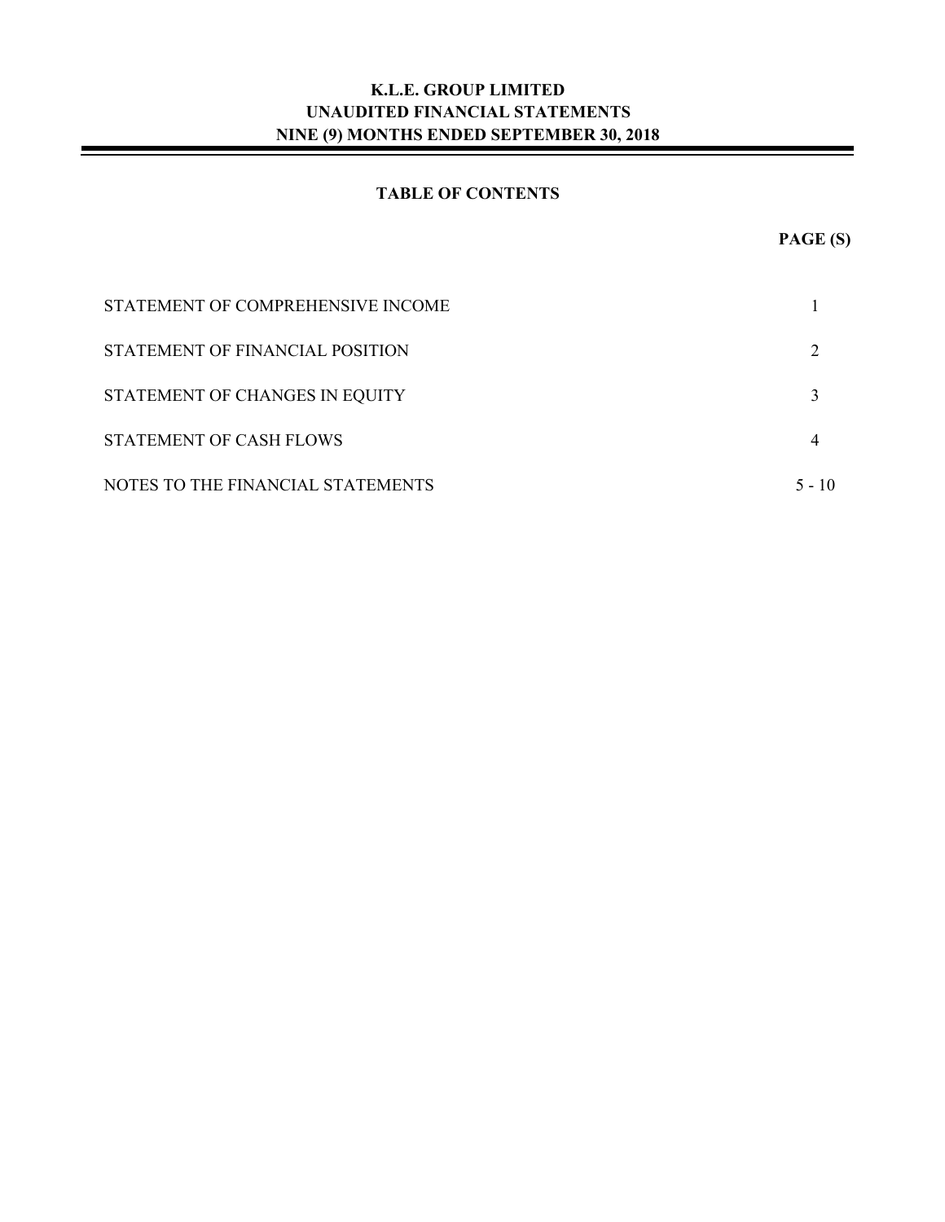# K.L.E. GROUP LIMITED
## UNAUDITED FINANCIAL STATEMENTS
## NINE (9) MONTHS ENDED SEPTEMBER 30, 2018

### TABLE OF CONTENTS

| | PAGE (S) |
|---|---|
| STATEMENT OF COMPREHENSIVE INCOME | 1 |
| STATEMENT OF FINANCIAL POSITION | 2 |
| STATEMENT OF CHANGES IN EQUITY | 3 |
| STATEMENT OF CASH FLOWS | 4 |
| NOTES TO THE FINANCIAL STATEMENTS | 5 - 10 |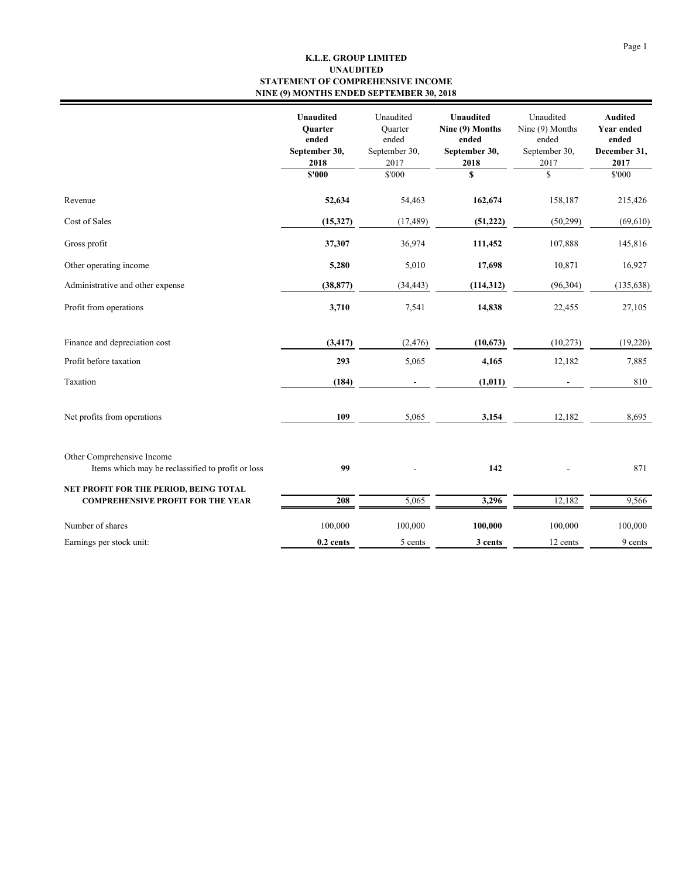# K.L.E. GROUP LIMITED
## UNAUDITED
## STATEMENT OF COMPREHENSIVE INCOME
## NINE (9) MONTHS ENDED SEPTEMBER 30, 2018

| | **Unaudited Quarter ended September 30, 2018** | Unaudited Quarter ended September 30, 2017 | **Unaudited Nine (9) Months ended September 30, 2018** | Unaudited Nine (9) Months ended September 30, 2017 | **Audited Year ended December 31, 2017** |
|---|---|---|---|---|---|
| | **$'000** | $'000 | **$** | $ | $'000 |
| Revenue | **52,634** | 54,463 | **162,674** | 158,187 | 215,426 |
| Cost of Sales | **(15,327)** | (17,489) | **(51,222)** | (50,299) | (69,610) |
| Gross profit | **37,307** | 36,974 | **111,452** | 107,888 | 145,816 |
| Other operating income | **5,280** | 5,010 | **17,698** | 10,871 | 16,927 |
| Administrative and other expense | **(38,877)** | (34,443) | **(114,312)** | (96,304) | (135,638) |
| Profit from operations | **3,710** | 7,541 | **14,838** | 22,455 | 27,105 |
| Finance and depreciation cost | **(3,417)** | (2,476) | **(10,673)** | (10,273) | (19,220) |
| Profit before taxation | **293** | 5,065 | **4,165** | 12,182 | 7,885 |
| Taxation | **(184)** | - | **(1,011)** | - | 810 |
| Net profits from operations | **109** | 5,065 | **3,154** | 12,182 | 8,695 |
| Other Comprehensive Income<br>Items which may be reclassified to profit or loss | **99** | - | **142** | - | 871 |
| **NET PROFIT FOR THE PERIOD, BEING TOTAL COMPREHENSIVE PROFIT FOR THE YEAR** | **208** | 5,065 | **3,296** | 12,182 | 9,566 |
| Number of shares | 100,000 | 100,000 | **100,000** | 100,000 | 100,000 |
| Earnings per stock unit: | **0.2 cents** | 5 cents | **3 cents** | 12 cents | 9 cents |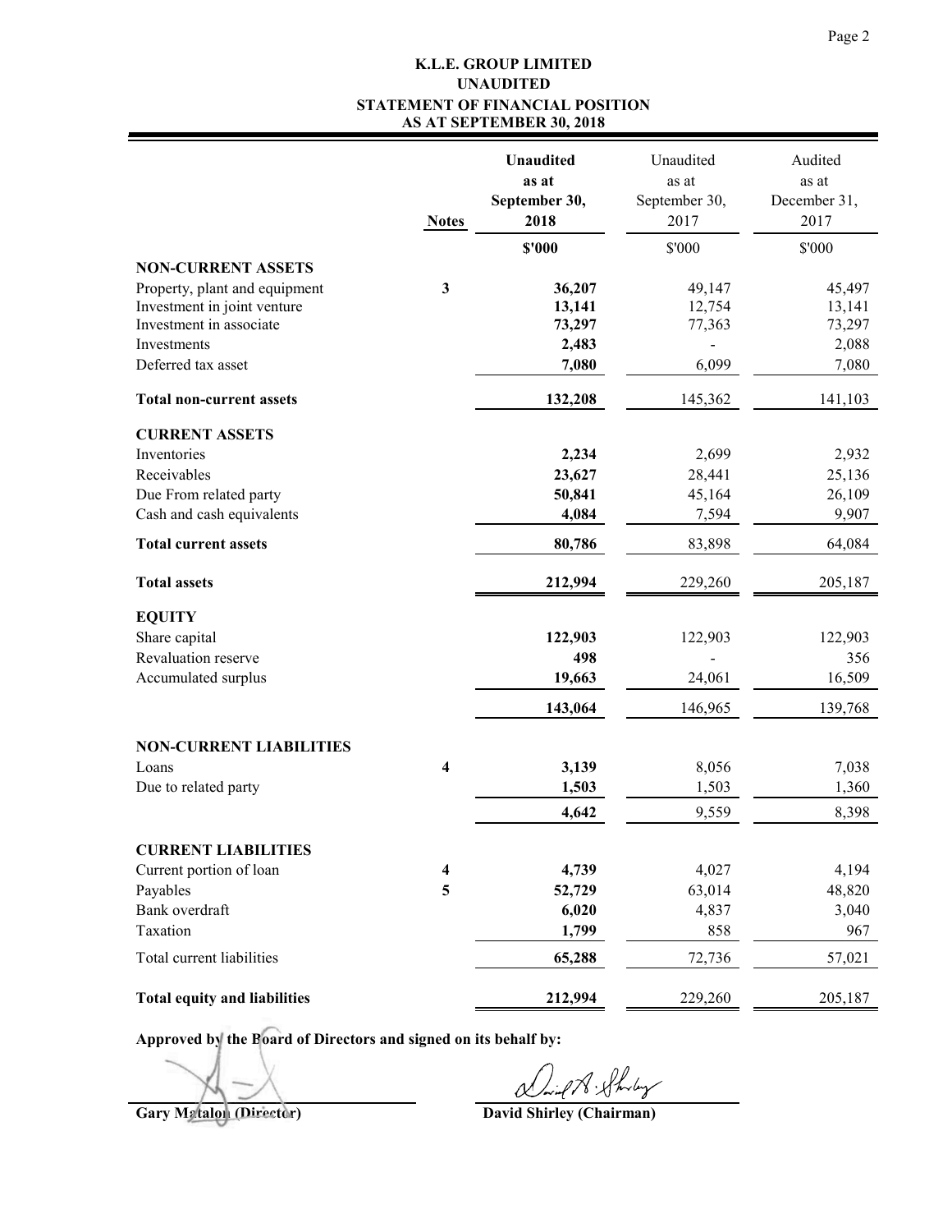# K.L.E. GROUP LIMITED
## UNAUDITED
## STATEMENT OF FINANCIAL POSITION
## AS AT SEPTEMBER 30, 2018

| | Notes | **Unaudited as at September 30, 2018** | Unaudited as at September 30, 2017 | Audited as at December 31, 2017 |
|---|---|---|---|---|
| | | **$'000** | $'000 | $'000 |
| **NON-CURRENT ASSETS** | | | | |
| Property, plant and equipment | 3 | **36,207** | 49,147 | 45,497 |
| Investment in joint venture | | **13,141** | 12,754 | 13,141 |
| Investment in associate | | **73,297** | 77,363 | 73,297 |
| Investments | | **2,483** | - | 2,088 |
| Deferred tax asset | | **7,080** | 6,099 | 7,080 |
| **Total non-current assets** | | **132,208** | 145,362 | 141,103 |
| **CURRENT ASSETS** | | | | |
| Inventories | | **2,234** | 2,699 | 2,932 |
| Receivables | | **23,627** | 28,441 | 25,136 |
| Due From related party | | **50,841** | 45,164 | 26,109 |
| Cash and cash equivalents | | **4,084** | 7,594 | 9,907 |
| **Total current assets** | | **80,786** | 83,898 | 64,084 |
| **Total assets** | | **212,994** | 229,260 | 205,187 |
| **EQUITY** | | | | |
| Share capital | | **122,903** | 122,903 | 122,903 |
| Revaluation reserve | | **498** | - | 356 |
| Accumulated surplus | | **19,663** | 24,061 | 16,509 |
| | | **143,064** | 146,965 | 139,768 |
| **NON-CURRENT LIABILITIES** | | | | |
| Loans | 4 | **3,139** | 8,056 | 7,038 |
| Due to related party | | **1,503** | 1,503 | 1,360 |
| | | **4,642** | 9,559 | 8,398 |
| **CURRENT LIABILITIES** | | | | |
| Current portion of loan | 4 | **4,739** | 4,027 | 4,194 |
| Payables | 5 | **52,729** | 63,014 | 48,820 |
| Bank overdraft | | **6,020** | 4,837 | 3,040 |
| Taxation | | **1,799** | 858 | 967 |
| Total current liabilities | | **65,288** | 72,736 | 57,021 |
| **Total equity and liabilities** | | **212,994** | 229,260 | 205,187 |

**Approved by the Board of Directors and signed on its behalf by:**

**Gary Matalon (Director)**

**David Shirley (Chairman)**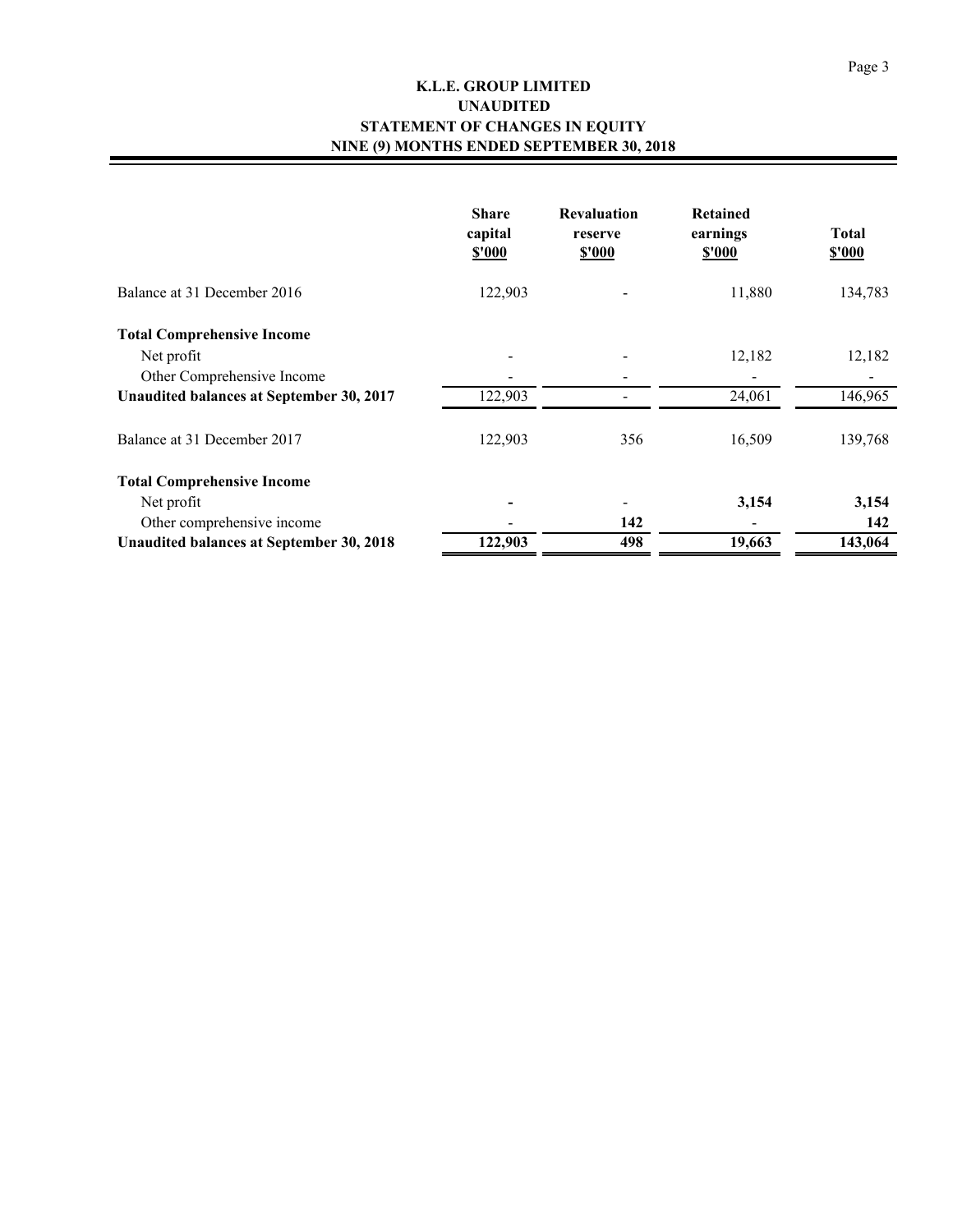# K.L.E. GROUP LIMITED
## UNAUDITED
## STATEMENT OF CHANGES IN EQUITY
## NINE (9) MONTHS ENDED SEPTEMBER 30, 2018

| | Share capital $'000 | Revaluation reserve $'000 | Retained earnings $'000 | Total $'000 |
|---|---|---|---|---|
| Balance at 31 December 2016 | 122,903 | - | 11,880 | 134,783 |
| **Total Comprehensive Income** | | | | |
| Net profit | - | - | 12,182 | 12,182 |
| Other Comprehensive Income | - | - | - | - |
| **Unaudited balances at September 30, 2017** | 122,903 | - | 24,061 | 146,965 |
| Balance at 31 December 2017 | 122,903 | 356 | 16,509 | 139,768 |
| **Total Comprehensive Income** | | | | |
| Net profit | - | - | **3,154** | **3,154** |
| Other comprehensive income | - | **142** | - | **142** |
| **Unaudited balances at September 30, 2018** | **122,903** | **498** | **19,663** | **143,064** |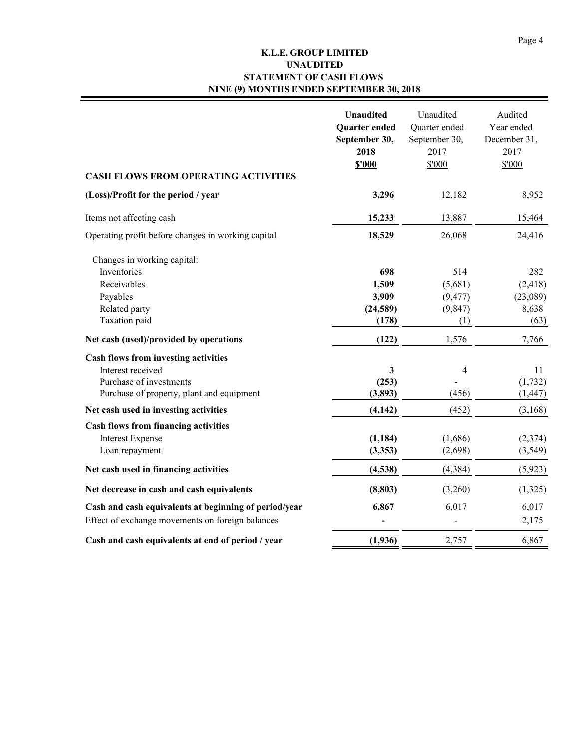# K.L.E. GROUP LIMITED
## UNAUDITED
## STATEMENT OF CASH FLOWS
## NINE (9) MONTHS ENDED SEPTEMBER 30, 2018

| | **Unaudited Quarter ended September 30, 2018 $'000** | Unaudited Quarter ended September 30, 2017 $'000 | Audited Year ended December 31, 2017 $'000 |
|---|---|---|---|
| **CASH FLOWS FROM OPERATING ACTIVITIES** | | | |
| **(Loss)/Profit for the period / year** | **3,296** | 12,182 | 8,952 |
| Items not affecting cash | **15,233** | 13,887 | 15,464 |
| Operating profit before changes in working capital | **18,529** | 26,068 | 24,416 |
| Changes in working capital: | | | |
| Inventories | **698** | 514 | 282 |
| Receivables | **1,509** | (5,681) | (2,418) |
| Payables | **3,909** | (9,477) | (23,089) |
| Related party | **(24,589)** | (9,847) | 8,638 |
| Taxation paid | **(178)** | (1) | (63) |
| **Net cash (used)/provided by operations** | **(122)** | 1,576 | 7,766 |
| **Cash flows from investing activities** | | | |
| Interest received | **3** | 4 | 11 |
| Purchase of investments | **(253)** | - | (1,732) |
| Purchase of property, plant and equipment | **(3,893)** | (456) | (1,447) |
| **Net cash used in investing activities** | **(4,142)** | (452) | (3,168) |
| **Cash flows from financing activities** | | | |
| Interest Expense | **(1,184)** | (1,686) | (2,374) |
| Loan repayment | **(3,353)** | (2,698) | (3,549) |
| **Net cash used in financing activities** | **(4,538)** | (4,384) | (5,923) |
| **Net decrease in cash and cash equivalents** | **(8,803)** | (3,260) | (1,325) |
| **Cash and cash equivalents at beginning of period/year** | **6,867** | 6,017 | 6,017 |
| Effect of exchange movements on foreign balances | **-** | - | 2,175 |
| **Cash and cash equivalents at end of period / year** | **(1,936)** | 2,757 | 6,867 |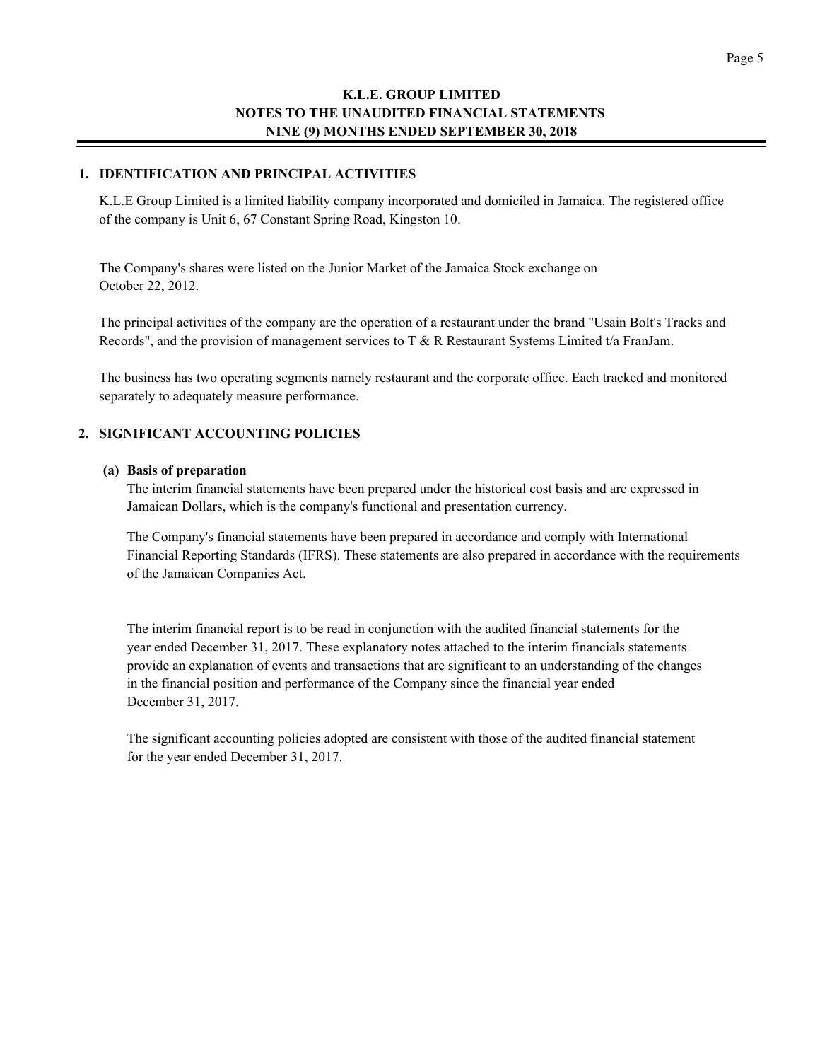# K.L.E. GROUP LIMITED
# NOTES TO THE UNAUDITED FINANCIAL STATEMENTS
# NINE (9) MONTHS ENDED SEPTEMBER 30, 2018

## 1. IDENTIFICATION AND PRINCIPAL ACTIVITIES

K.L.E Group Limited is a limited liability company incorporated and domiciled in Jamaica. The registered office of the company is Unit 6, 67 Constant Spring Road, Kingston 10.

The Company's shares were listed on the Junior Market of the Jamaica Stock exchange on October 22, 2012.

The principal activities of the company are the operation of a restaurant under the brand "Usain Bolt's Tracks and Records", and the provision of management services to T & R Restaurant Systems Limited t/a FranJam.

The business has two operating segments namely restaurant and the corporate office. Each tracked and monitored separately to adequately measure performance.

## 2. SIGNIFICANT ACCOUNTING POLICIES

**(a) Basis of preparation**

The interim financial statements have been prepared under the historical cost basis and are expressed in Jamaican Dollars, which is the company's functional and presentation currency.

The Company's financial statements have been prepared in accordance and comply with International Financial Reporting Standards (IFRS). These statements are also prepared in accordance with the requirements of the Jamaican Companies Act.

The interim financial report is to be read in conjunction with the audited financial statements for the year ended December 31, 2017. These explanatory notes attached to the interim financials statements provide an explanation of events and transactions that are significant to an understanding of the changes in the financial position and performance of the Company since the financial year ended December 31, 2017.

The significant accounting policies adopted are consistent with those of the audited financial statement for the year ended December 31, 2017.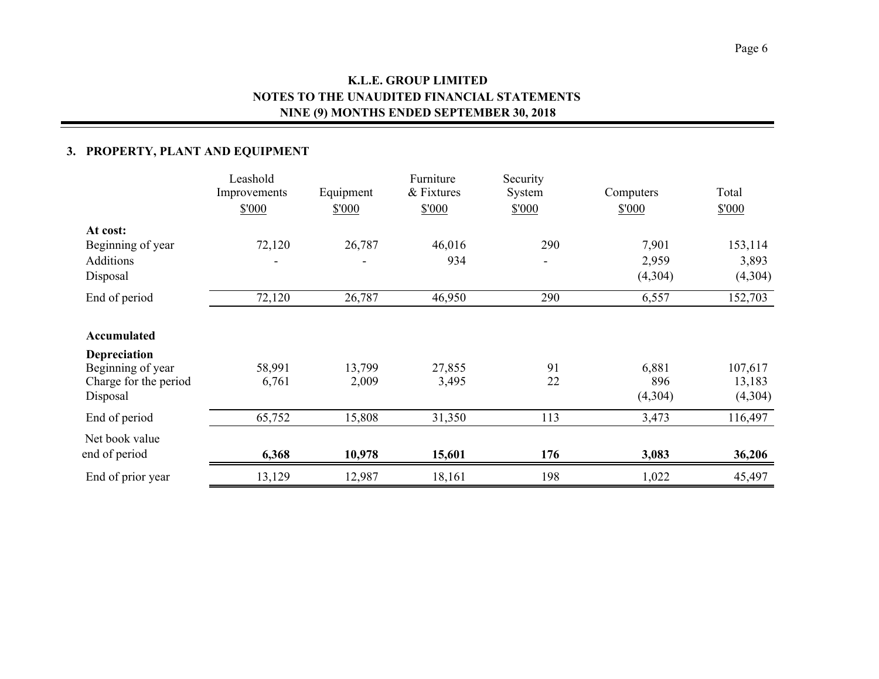**K.L.E. GROUP LIMITED**
**NOTES TO THE UNAUDITED FINANCIAL STATEMENTS**
**NINE (9) MONTHS ENDED SEPTEMBER 30, 2018**

## 3. PROPERTY, PLANT AND EQUIPMENT

| | Leashold Improvements | Equipment | Furniture & Fixtures | Security System | Computers | Total |
|---|---|---|---|---|---|---|
| | $'000 | $'000 | $'000 | $'000 | $'000 | $'000 |
| **At cost:** | | | | | | |
| Beginning of year | 72,120 | 26,787 | 46,016 | 290 | 7,901 | 153,114 |
| Additions | - | - | 934 | - | 2,959 | 3,893 |
| Disposal | | | | | (4,304) | (4,304) |
| End of period | 72,120 | 26,787 | 46,950 | 290 | 6,557 | 152,703 |
| **Accumulated Depreciation** | | | | | | |
| Beginning of year | 58,991 | 13,799 | 27,855 | 91 | 6,881 | 107,617 |
| Charge for the period | 6,761 | 2,009 | 3,495 | 22 | 896 | 13,183 |
| Disposal | | | | | (4,304) | (4,304) |
| End of period | 65,752 | 15,808 | 31,350 | 113 | 3,473 | 116,497 |
| Net book value end of period | **6,368** | **10,978** | **15,601** | **176** | **3,083** | **36,206** |
| End of prior year | 13,129 | 12,987 | 18,161 | 198 | 1,022 | 45,497 |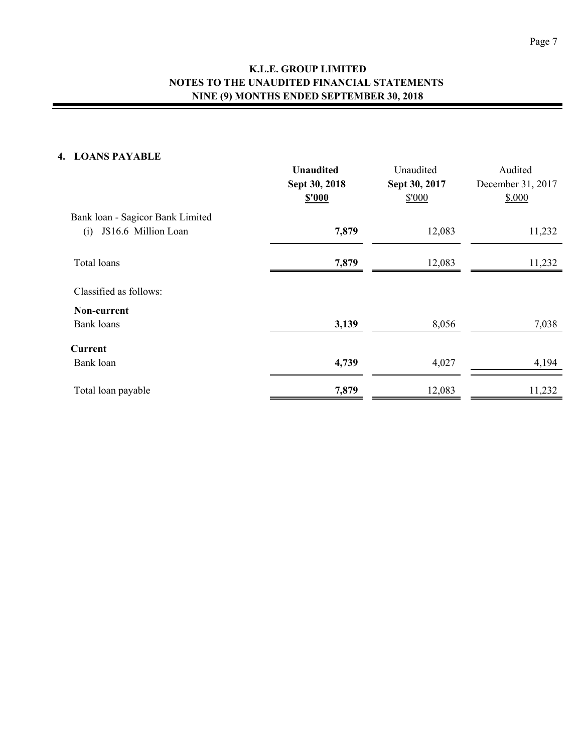# K.L.E. GROUP LIMITED
## NOTES TO THE UNAUDITED FINANCIAL STATEMENTS
## NINE (9) MONTHS ENDED SEPTEMBER 30, 2018

### 4. LOANS PAYABLE

| | **Unaudited Sept 30, 2018 $'000** | Unaudited **Sept 30, 2017** $'000 | Audited December 31, 2017 $,000 |
|---|---|---|---|
| Bank loan - Sagicor Bank Limited | | | |
| (i) J$16.6 Million Loan | **7,879** | 12,083 | 11,232 |
| Total loans | **7,879** | 12,083 | 11,232 |
| Classified as follows: | | | |
| **Non-current** | | | |
| Bank loans | **3,139** | 8,056 | 7,038 |
| **Current** | | | |
| Bank loan | **4,739** | 4,027 | 4,194 |
| Total loan payable | **7,879** | 12,083 | 11,232 |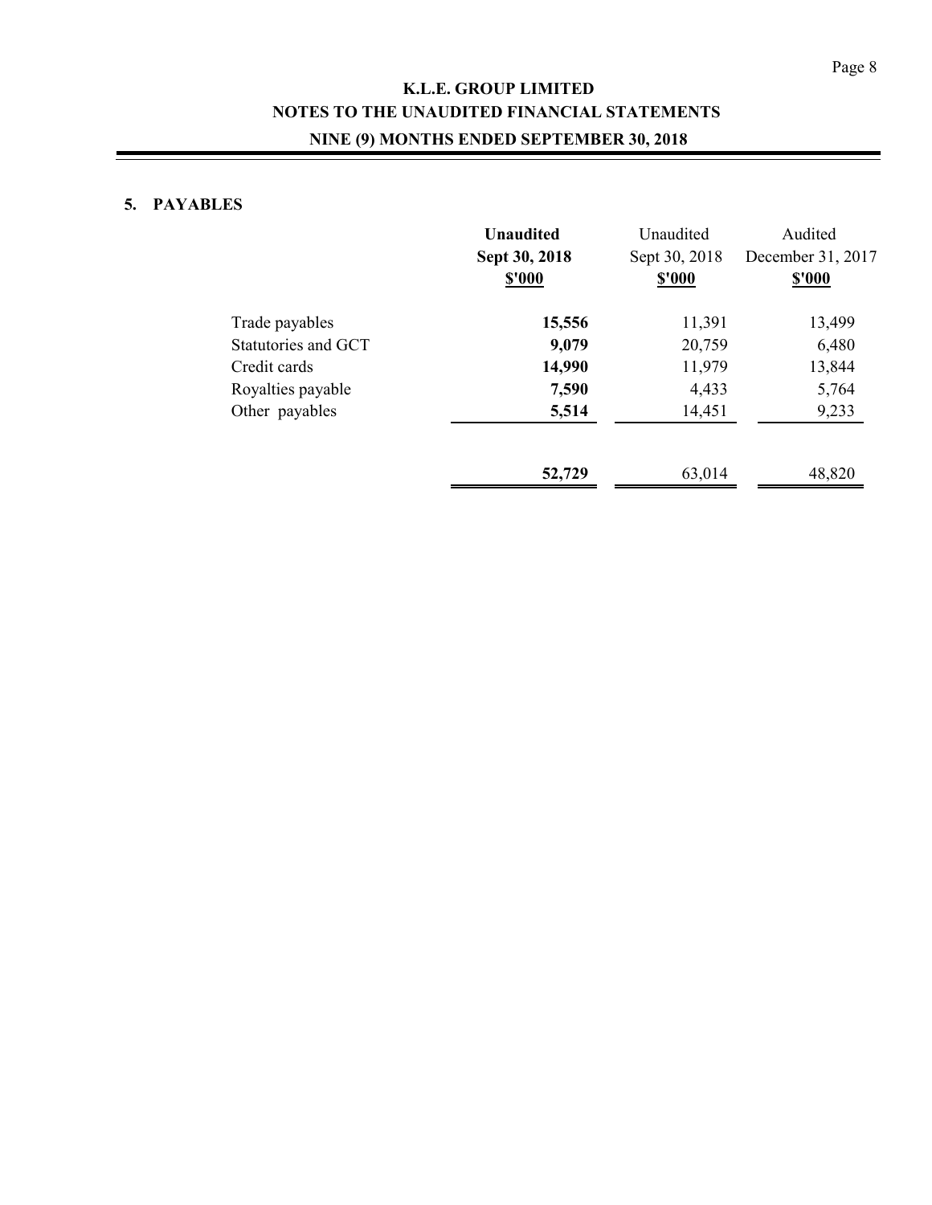# K.L.E. GROUP LIMITED
## NOTES TO THE UNAUDITED FINANCIAL STATEMENTS
## NINE (9) MONTHS ENDED SEPTEMBER 30, 2018

### 5. PAYABLES

| | **Unaudited Sept 30, 2018 $'000** | Unaudited Sept 30, 2018 $'000 | Audited December 31, 2017 $'000 |
|---|---|---|---|
| Trade payables | **15,556** | 11,391 | 13,499 |
| Statutories and GCT | **9,079** | 20,759 | 6,480 |
| Credit cards | **14,990** | 11,979 | 13,844 |
| Royalties payable | **7,590** | 4,433 | 5,764 |
| Other payables | **5,514** | 14,451 | 9,233 |
| | **52,729** | 63,014 | 48,820 |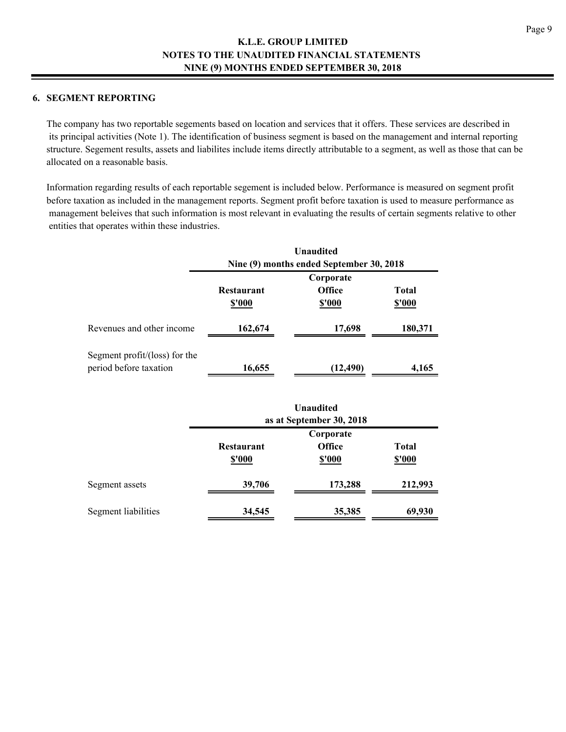## 6. SEGMENT REPORTING

The company has two reportable segements based on location and services that it offers. These services are described in its principal activities (Note 1). The identification of business segment is based on the management and internal reporting structure. Segement results, assets and liabilites include items directly attributable to a segment, as well as those that can be allocated on a reasonable basis.

Information regarding results of each reportable segement is included below. Performance is measured on segment profit before taxation as included in the management reports. Segment profit before taxation is used to measure performance as management beleives that such information is most relevant in evaluating the results of certain segments relative to other entities that operates within these industries.

| | Unaudited Nine (9) months ended September 30, 2018 | | |
|---|---|---|---|
| | Restaurant $'000 | Corporate Office $'000 | Total $'000 |
| Revenues and other income | 162,674 | 17,698 | 180,371 |
| Segment profit/(loss) for the period before taxation | 16,655 | (12,490) | 4,165 |

| | Unaudited as at September 30, 2018 | | |
|---|---|---|---|
| | Restaurant $'000 | Corporate Office $'000 | Total $'000 |
| Segment assets | 39,706 | 173,288 | 212,993 |
| Segment liabilities | 34,545 | 35,385 | 69,930 |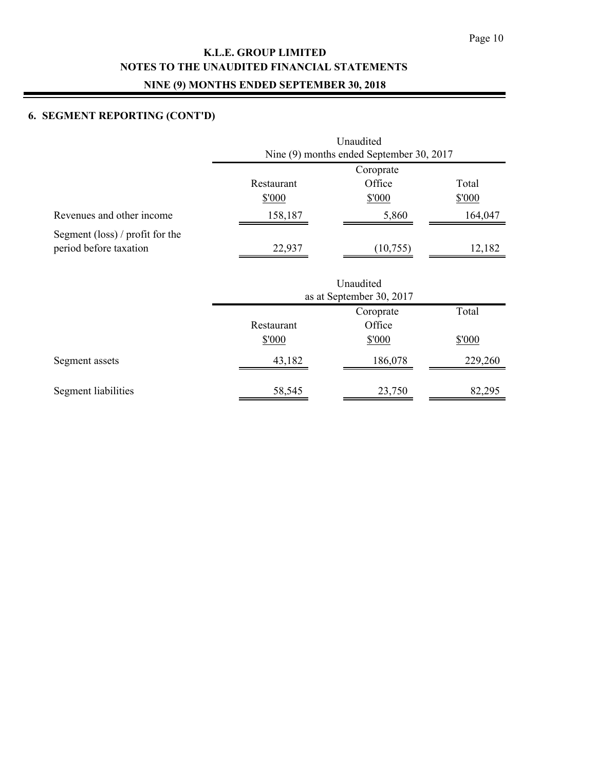## 6. SEGMENT REPORTING (CONT'D)

| | Unaudited<br>Nine (9) months ended September 30, 2017 | | |
|---|---|---|---|
| | Restaurant<br>$'000 | Coroprate Office<br>$'000 | Total<br>$'000 |
| Revenues and other income | 158,187 | 5,860 | 164,047 |
| Segment (loss) / profit for the period before taxation | 22,937 | (10,755) | 12,182 |

| | Unaudited<br>as at September 30, 2017 | | |
|---|---|---|---|
| | Restaurant<br>$'000 | Coroprate Office<br>$'000 | Total<br>$'000 |
| Segment assets | 43,182 | 186,078 | 229,260 |
| Segment liabilities | 58,545 | 23,750 | 82,295 |